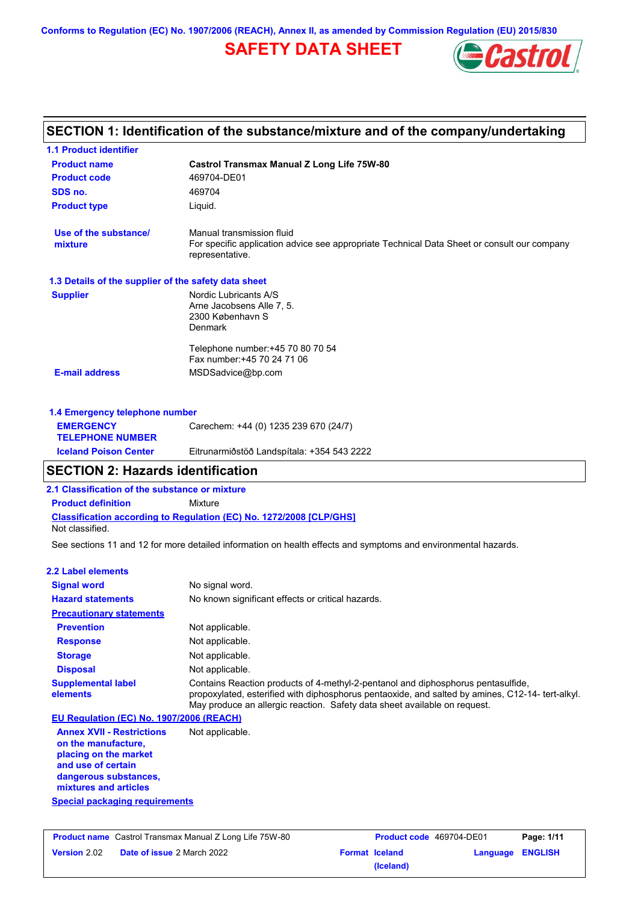Conforms to Regulation (EC) No. 1907/2006 (REACH), Annex II, as amended by Commission Regulation (EU) 2015/830

# SAFETY DATA SHEET

## SECTION 1: Identification of the substance/mixture and of the company/undertaking

### 1.1 Product identifier

**Product name** Castrol Transmax Manual Z Long Life 75W-80

**Product code** 469704-DE01

**SDS no.** 469704

**Product type** Liquid.

**Use of the substance/ mixture** Manual transmission fluid
For specific application advice see appropriate Technical Data Sheet or consult our company representative.

### 1.3 Details of the supplier of the safety data sheet

**Supplier** Nordic Lubricants A/S
Arne Jacobsens Alle 7, 5.
2300 København S
Denmark

Telephone number:+45 70 80 70 54
Fax number:+45 70 24 71 06

**E-mail address** MSDSadvice@bp.com

### 1.4 Emergency telephone number

**EMERGENCY TELEPHONE NUMBER** Carechem: +44 (0) 1235 239 670 (24/7)

**Iceland Poison Center** Eitrunarmiðstöð Landspítala: +354 543 2222

## SECTION 2: Hazards identification

### 2.1 Classification of the substance or mixture

**Product definition** Mixture

**Classification according to Regulation (EC) No. 1272/2008 [CLP/GHS]**
Not classified.

See sections 11 and 12 for more detailed information on health effects and symptoms and environmental hazards.

### 2.2 Label elements

**Signal word** No signal word.

**Hazard statements** No known significant effects or critical hazards.

**Precautionary statements**

**Prevention** Not applicable.

**Response** Not applicable.

**Storage** Not applicable.

**Disposal** Not applicable.

**Supplemental label elements** Contains Reaction products of 4-methyl-2-pentanol and diphosphorus pentasulfide, propoxylated, esterified with diphosphorus pentaoxide, and salted by amines, C12-14- tert-alkyl. May produce an allergic reaction. Safety data sheet available on request.

**EU Regulation (EC) No. 1907/2006 (REACH)**

**Annex XVII - Restrictions on the manufacture, placing on the market and use of certain dangerous substances, mixtures and articles** Not applicable.

**Special packaging requirements**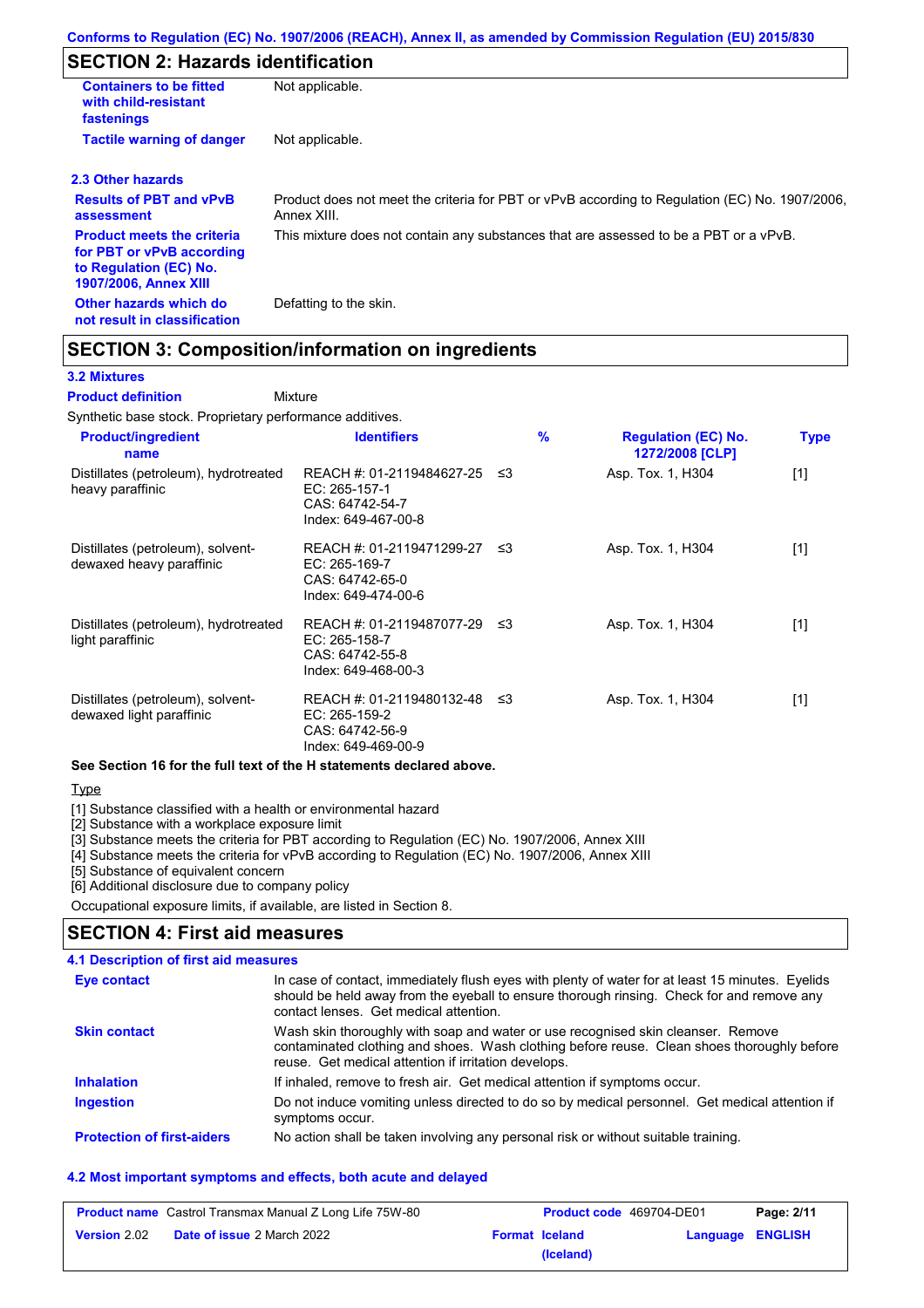## SECTION 2: Hazards identification

| | |
|---|---|
| **Containers to be fitted with child-resistant fastenings** | Not applicable. |
| **Tactile warning of danger** | Not applicable. |

### 2.3 Other hazards

| | |
|---|---|
| **Results of PBT and vPvB assessment** | Product does not meet the criteria for PBT or vPvB according to Regulation (EC) No. 1907/2006, Annex XIII. |
| **Product meets the criteria for PBT or vPvB according to Regulation (EC) No. 1907/2006, Annex XIII** | This mixture does not contain any substances that are assessed to be a PBT or a vPvB. |
| **Other hazards which do not result in classification** | Defatting to the skin. |

## SECTION 3: Composition/information on ingredients

### 3.2 Mixtures

**Product definition** Mixture

Synthetic base stock. Proprietary performance additives.

| Product/ingredient name | Identifiers | % | Regulation (EC) No. 1272/2008 [CLP] | Type |
|---|---|---|---|---|
| Distillates (petroleum), hydrotreated heavy paraffinic | REACH #: 01-2119484627-25<br>EC: 265-157-1<br>CAS: 64742-54-7<br>Index: 649-467-00-8 | ≤3 | Asp. Tox. 1, H304 | [1] |
| Distillates (petroleum), solvent-dewaxed heavy paraffinic | REACH #: 01-2119471299-27<br>EC: 265-169-7<br>CAS: 64742-65-0<br>Index: 649-474-00-6 | ≤3 | Asp. Tox. 1, H304 | [1] |
| Distillates (petroleum), hydrotreated light paraffinic | REACH #: 01-2119487077-29<br>EC: 265-158-7<br>CAS: 64742-55-8<br>Index: 649-468-00-3 | ≤3 | Asp. Tox. 1, H304 | [1] |
| Distillates (petroleum), solvent-dewaxed light paraffinic | REACH #: 01-2119480132-48<br>EC: 265-159-2<br>CAS: 64742-56-9<br>Index: 649-469-00-9 | ≤3 | Asp. Tox. 1, H304 | [1] |

**See Section 16 for the full text of the H statements declared above.**

Type

[1] Substance classified with a health or environmental hazard
[2] Substance with a workplace exposure limit
[3] Substance meets the criteria for PBT according to Regulation (EC) No. 1907/2006, Annex XIII
[4] Substance meets the criteria for vPvB according to Regulation (EC) No. 1907/2006, Annex XIII
[5] Substance of equivalent concern
[6] Additional disclosure due to company policy

Occupational exposure limits, if available, are listed in Section 8.

## SECTION 4: First aid measures

### 4.1 Description of first aid measures

| | |
|---|---|
| **Eye contact** | In case of contact, immediately flush eyes with plenty of water for at least 15 minutes. Eyelids should be held away from the eyeball to ensure thorough rinsing. Check for and remove any contact lenses. Get medical attention. |
| **Skin contact** | Wash skin thoroughly with soap and water or use recognised skin cleanser. Remove contaminated clothing and shoes. Wash clothing before reuse. Clean shoes thoroughly before reuse. Get medical attention if irritation develops. |
| **Inhalation** | If inhaled, remove to fresh air. Get medical attention if symptoms occur. |
| **Ingestion** | Do not induce vomiting unless directed to do so by medical personnel. Get medical attention if symptoms occur. |
| **Protection of first-aiders** | No action shall be taken involving any personal risk or without suitable training. |

### 4.2 Most important symptoms and effects, both acute and delayed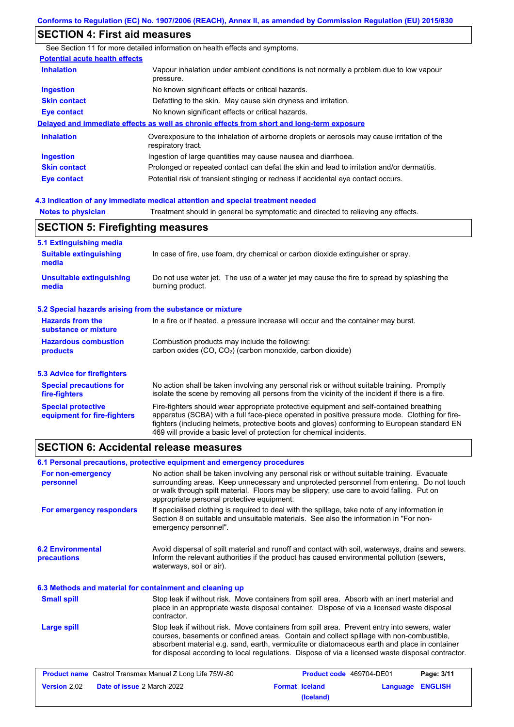## SECTION 4: First aid measures

See Section 11 for more detailed information on health effects and symptoms.

**Potential acute health effects**

| | |
|---|---|
| **Inhalation** | Vapour inhalation under ambient conditions is not normally a problem due to low vapour pressure. |
| **Ingestion** | No known significant effects or critical hazards. |
| **Skin contact** | Defatting to the skin. May cause skin dryness and irritation. |
| **Eye contact** | No known significant effects or critical hazards. |

**Delayed and immediate effects as well as chronic effects from short and long-term exposure**

| | |
|---|---|
| **Inhalation** | Overexposure to the inhalation of airborne droplets or aerosols may cause irritation of the respiratory tract. |
| **Ingestion** | Ingestion of large quantities may cause nausea and diarrhoea. |
| **Skin contact** | Prolonged or repeated contact can defat the skin and lead to irritation and/or dermatitis. |
| **Eye contact** | Potential risk of transient stinging or redness if accidental eye contact occurs. |

### 4.3 Indication of any immediate medical attention and special treatment needed

| | |
|---|---|
| **Notes to physician** | Treatment should in general be symptomatic and directed to relieving any effects. |

## SECTION 5: Firefighting measures

### 5.1 Extinguishing media

| | |
|---|---|
| **Suitable extinguishing media** | In case of fire, use foam, dry chemical or carbon dioxide extinguisher or spray. |
| **Unsuitable extinguishing media** | Do not use water jet. The use of a water jet may cause the fire to spread by splashing the burning product. |

### 5.2 Special hazards arising from the substance or mixture

| | |
|---|---|
| **Hazards from the substance or mixture** | In a fire or if heated, a pressure increase will occur and the container may burst. |
| **Hazardous combustion products** | Combustion products may include the following: carbon oxides (CO, $CO_2$) (carbon monoxide, carbon dioxide) |

### 5.3 Advice for firefighters

| | |
|---|---|
| **Special precautions for fire-fighters** | No action shall be taken involving any personal risk or without suitable training. Promptly isolate the scene by removing all persons from the vicinity of the incident if there is a fire. |
| **Special protective equipment for fire-fighters** | Fire-fighters should wear appropriate protective equipment and self-contained breathing apparatus (SCBA) with a full face-piece operated in positive pressure mode. Clothing for fire-fighters (including helmets, protective boots and gloves) conforming to European standard EN 469 will provide a basic level of protection for chemical incidents. |

## SECTION 6: Accidental release measures

### 6.1 Personal precautions, protective equipment and emergency procedures

| | |
|---|---|
| **For non-emergency personnel** | No action shall be taken involving any personal risk or without suitable training. Evacuate surrounding areas. Keep unnecessary and unprotected personnel from entering. Do not touch or walk through spilt material. Floors may be slippery; use care to avoid falling. Put on appropriate personal protective equipment. |
| **For emergency responders** | If specialised clothing is required to deal with the spillage, take note of any information in Section 8 on suitable and unsuitable materials. See also the information in "For non-emergency personnel". |

| | |
|---|---|
| **6.2 Environmental precautions** | Avoid dispersal of spilt material and runoff and contact with soil, waterways, drains and sewers. Inform the relevant authorities if the product has caused environmental pollution (sewers, waterways, soil or air). |

### 6.3 Methods and material for containment and cleaning up

| | |
|---|---|
| **Small spill** | Stop leak if without risk. Move containers from spill area. Absorb with an inert material and place in an appropriate waste disposal container. Dispose of via a licensed waste disposal contractor. |
| **Large spill** | Stop leak if without risk. Move containers from spill area. Prevent entry into sewers, water courses, basements or confined areas. Contain and collect spillage with non-combustible, absorbent material e.g. sand, earth, vermiculite or diatomaceous earth and place in container for disposal according to local regulations. Dispose of via a licensed waste disposal contractor. |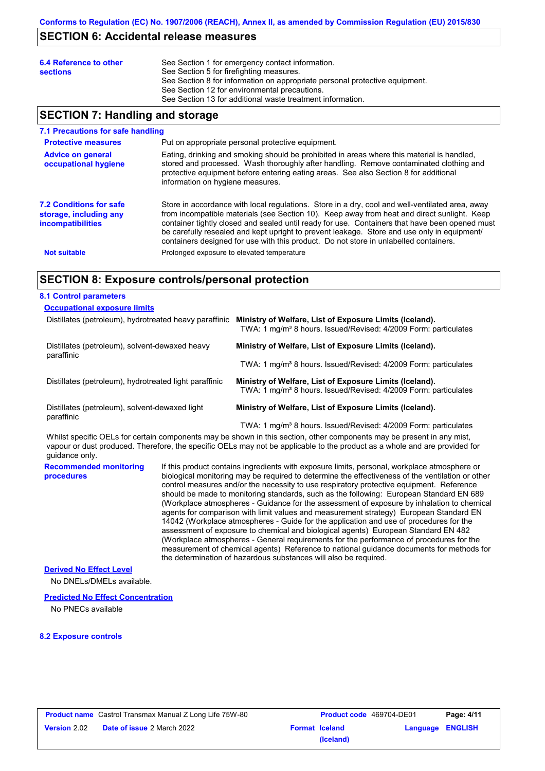## SECTION 6: Accidental release measures

**6.4 Reference to other sections**

See Section 1 for emergency contact information.
See Section 5 for firefighting measures.
See Section 8 for information on appropriate personal protective equipment.
See Section 12 for environmental precautions.
See Section 13 for additional waste treatment information.

## SECTION 7: Handling and storage

### 7.1 Precautions for safe handling

**Protective measures**

Put on appropriate personal protective equipment.

**Advice on general occupational hygiene**

Eating, drinking and smoking should be prohibited in areas where this material is handled, stored and processed. Wash thoroughly after handling. Remove contaminated clothing and protective equipment before entering eating areas. See also Section 8 for additional information on hygiene measures.

### 7.2 Conditions for safe storage, including any incompatibilities

Store in accordance with local regulations. Store in a dry, cool and well-ventilated area, away from incompatible materials (see Section 10). Keep away from heat and direct sunlight. Keep container tightly closed and sealed until ready for use. Containers that have been opened must be carefully resealed and kept upright to prevent leakage. Store and use only in equipment/ containers designed for use with this product. Do not store in unlabelled containers.

**Not suitable**

Prolonged exposure to elevated temperature

## SECTION 8: Exposure controls/personal protection

### 8.1 Control parameters

**Occupational exposure limits**

| Substance | Exposure limits |
|---|---|
| Distillates (petroleum), hydrotreated heavy paraffinic | **Ministry of Welfare, List of Exposure Limits (Iceland).** TWA: 1 mg/m³ 8 hours. Issued/Revised: 4/2009 Form: particulates |
| Distillates (petroleum), solvent-dewaxed heavy paraffinic | **Ministry of Welfare, List of Exposure Limits (Iceland).** TWA: 1 mg/m³ 8 hours. Issued/Revised: 4/2009 Form: particulates |
| Distillates (petroleum), hydrotreated light paraffinic | **Ministry of Welfare, List of Exposure Limits (Iceland).** TWA: 1 mg/m³ 8 hours. Issued/Revised: 4/2009 Form: particulates |
| Distillates (petroleum), solvent-dewaxed light paraffinic | **Ministry of Welfare, List of Exposure Limits (Iceland).** TWA: 1 mg/m³ 8 hours. Issued/Revised: 4/2009 Form: particulates |

Whilst specific OELs for certain components may be shown in this section, other components may be present in any mist, vapour or dust produced. Therefore, the specific OELs may not be applicable to the product as a whole and are provided for guidance only.

**Recommended monitoring procedures**

If this product contains ingredients with exposure limits, personal, workplace atmosphere or biological monitoring may be required to determine the effectiveness of the ventilation or other control measures and/or the necessity to use respiratory protective equipment. Reference should be made to monitoring standards, such as the following: European Standard EN 689 (Workplace atmospheres - Guidance for the assessment of exposure by inhalation to chemical agents for comparison with limit values and measurement strategy) European Standard EN 14042 (Workplace atmospheres - Guide for the application and use of procedures for the assessment of exposure to chemical and biological agents) European Standard EN 482 (Workplace atmospheres - General requirements for the performance of procedures for the measurement of chemical agents) Reference to national guidance documents for methods for the determination of hazardous substances will also be required.

**Derived No Effect Level**

No DNELs/DMELs available.

**Predicted No Effect Concentration**

No PNECs available

### 8.2 Exposure controls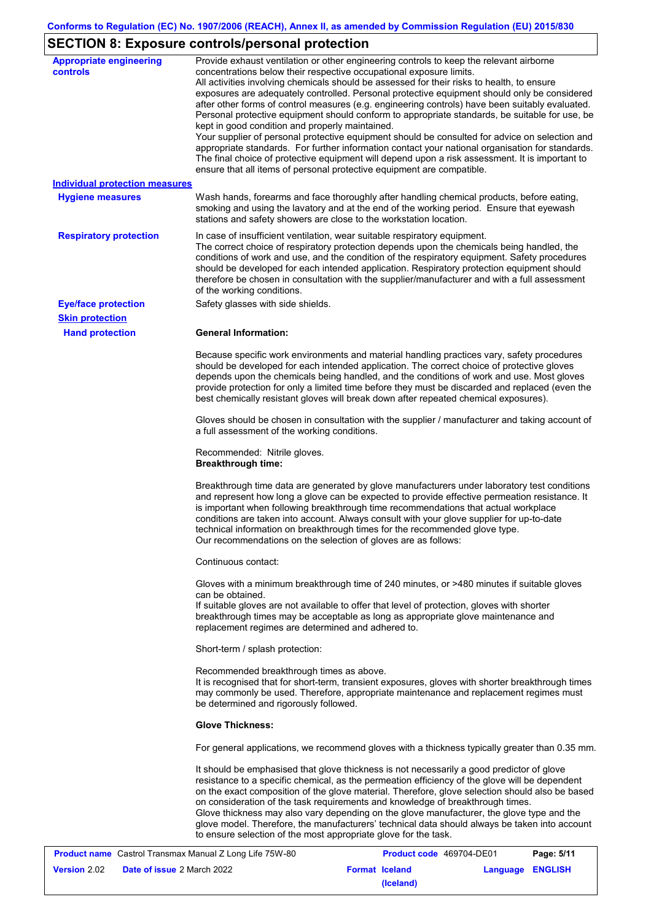## SECTION 8: Exposure controls/personal protection

**Appropriate engineering controls**

Provide exhaust ventilation or other engineering controls to keep the relevant airborne concentrations below their respective occupational exposure limits.
All activities involving chemicals should be assessed for their risks to health, to ensure exposures are adequately controlled. Personal protective equipment should only be considered after other forms of control measures (e.g. engineering controls) have been suitably evaluated. Personal protective equipment should conform to appropriate standards, be suitable for use, be kept in good condition and properly maintained.
Your supplier of personal protective equipment should be consulted for advice on selection and appropriate standards. For further information contact your national organisation for standards. The final choice of protective equipment will depend upon a risk assessment. It is important to ensure that all items of personal protective equipment are compatible.

**Individual protection measures**

**Hygiene measures**

Wash hands, forearms and face thoroughly after handling chemical products, before eating, smoking and using the lavatory and at the end of the working period. Ensure that eyewash stations and safety showers are close to the workstation location.

**Respiratory protection**

In case of insufficient ventilation, wear suitable respiratory equipment.
The correct choice of respiratory protection depends upon the chemicals being handled, the conditions of work and use, and the condition of the respiratory equipment. Safety procedures should be developed for each intended application. Respiratory protection equipment should therefore be chosen in consultation with the supplier/manufacturer and with a full assessment of the working conditions.

**Eye/face protection**

Safety glasses with side shields.

**Skin protection**

**Hand protection**

**General Information:**

Because specific work environments and material handling practices vary, safety procedures should be developed for each intended application. The correct choice of protective gloves depends upon the chemicals being handled, and the conditions of work and use. Most gloves provide protection for only a limited time before they must be discarded and replaced (even the best chemically resistant gloves will break down after repeated chemical exposures).

Gloves should be chosen in consultation with the supplier / manufacturer and taking account of a full assessment of the working conditions.

Recommended: Nitrile gloves.
**Breakthrough time:**

Breakthrough time data are generated by glove manufacturers under laboratory test conditions and represent how long a glove can be expected to provide effective permeation resistance. It is important when following breakthrough time recommendations that actual workplace conditions are taken into account. Always consult with your glove supplier for up-to-date technical information on breakthrough times for the recommended glove type.
Our recommendations on the selection of gloves are as follows:

Continuous contact:

Gloves with a minimum breakthrough time of 240 minutes, or >480 minutes if suitable gloves can be obtained.
If suitable gloves are not available to offer that level of protection, gloves with shorter breakthrough times may be acceptable as long as appropriate glove maintenance and replacement regimes are determined and adhered to.

Short-term / splash protection:

Recommended breakthrough times as above.
It is recognised that for short-term, transient exposures, gloves with shorter breakthrough times may commonly be used. Therefore, appropriate maintenance and replacement regimes must be determined and rigorously followed.

**Glove Thickness:**

For general applications, we recommend gloves with a thickness typically greater than 0.35 mm.

It should be emphasised that glove thickness is not necessarily a good predictor of glove resistance to a specific chemical, as the permeation efficiency of the glove will be dependent on the exact composition of the glove material. Therefore, glove selection should also be based on consideration of the task requirements and knowledge of breakthrough times.
Glove thickness may also vary depending on the glove manufacturer, the glove type and the glove model. Therefore, the manufacturers' technical data should always be taken into account to ensure selection of the most appropriate glove for the task.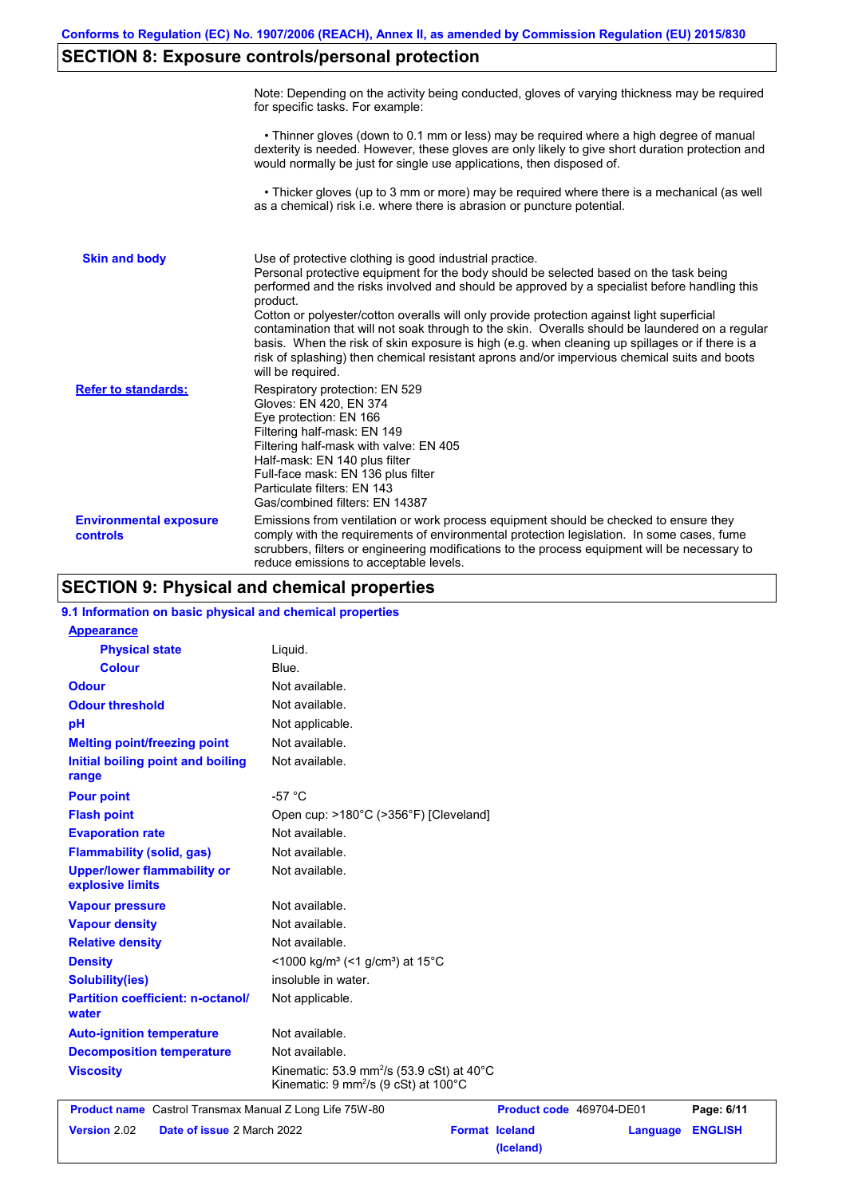## SECTION 8: Exposure controls/personal protection

Note: Depending on the activity being conducted, gloves of varying thickness may be required for specific tasks. For example:

- Thinner gloves (down to 0.1 mm or less) may be required where a high degree of manual dexterity is needed. However, these gloves are only likely to give short duration protection and would normally be just for single use applications, then disposed of.

- Thicker gloves (up to 3 mm or more) may be required where there is a mechanical (as well as a chemical) risk i.e. where there is abrasion or puncture potential.

**Skin and body**

Use of protective clothing is good industrial practice.
Personal protective equipment for the body should be selected based on the task being performed and the risks involved and should be approved by a specialist before handling this product.
Cotton or polyester/cotton overalls will only provide protection against light superficial contamination that will not soak through to the skin. Overalls should be laundered on a regular basis. When the risk of skin exposure is high (e.g. when cleaning up spillages or if there is a risk of splashing) then chemical resistant aprons and/or impervious chemical suits and boots will be required.

**Refer to standards:**

Respiratory protection: EN 529
Gloves: EN 420, EN 374
Eye protection: EN 166
Filtering half-mask: EN 149
Filtering half-mask with valve: EN 405
Half-mask: EN 140 plus filter
Full-face mask: EN 136 plus filter
Particulate filters: EN 143
Gas/combined filters: EN 14387

**Environmental exposure controls**

Emissions from ventilation or work process equipment should be checked to ensure they comply with the requirements of environmental protection legislation. In some cases, fume scrubbers, filters or engineering modifications to the process equipment will be necessary to reduce emissions to acceptable levels.

## SECTION 9: Physical and chemical properties

### 9.1 Information on basic physical and chemical properties

| Property | Value |
|---|---|
| **Appearance** | |
| Physical state | Liquid. |
| Colour | Blue. |
| Odour | Not available. |
| Odour threshold | Not available. |
| pH | Not applicable. |
| Melting point/freezing point | Not available. |
| Initial boiling point and boiling range | Not available. |
| Pour point | -57 °C |
| Flash point | Open cup: >180°C (>356°F) [Cleveland] |
| Evaporation rate | Not available. |
| Flammability (solid, gas) | Not available. |
| Upper/lower flammability or explosive limits | Not available. |
| Vapour pressure | Not available. |
| Vapour density | Not available. |
| Relative density | Not available. |
| Density | <1000 kg/m³ (<1 g/cm³) at 15°C |
| Solubility(ies) | insoluble in water. |
| Partition coefficient: n-octanol/water | Not applicable. |
| Auto-ignition temperature | Not available. |
| Decomposition temperature | Not available. |
| Viscosity | Kinematic: 53.9 $mm^2/s$ (53.9 cSt) at 40°C<br>Kinematic: 9 $mm^2/s$ (9 cSt) at 100°C |

| Product name | Castrol Transmax Manual Z Long Life 75W-80 | Product code | 469704-DE01 |
|---|---|---|---|
| Version | 2.02 | Date of issue | 2 March 2022 |
| Format | Iceland (Iceland) | Language | ENGLISH |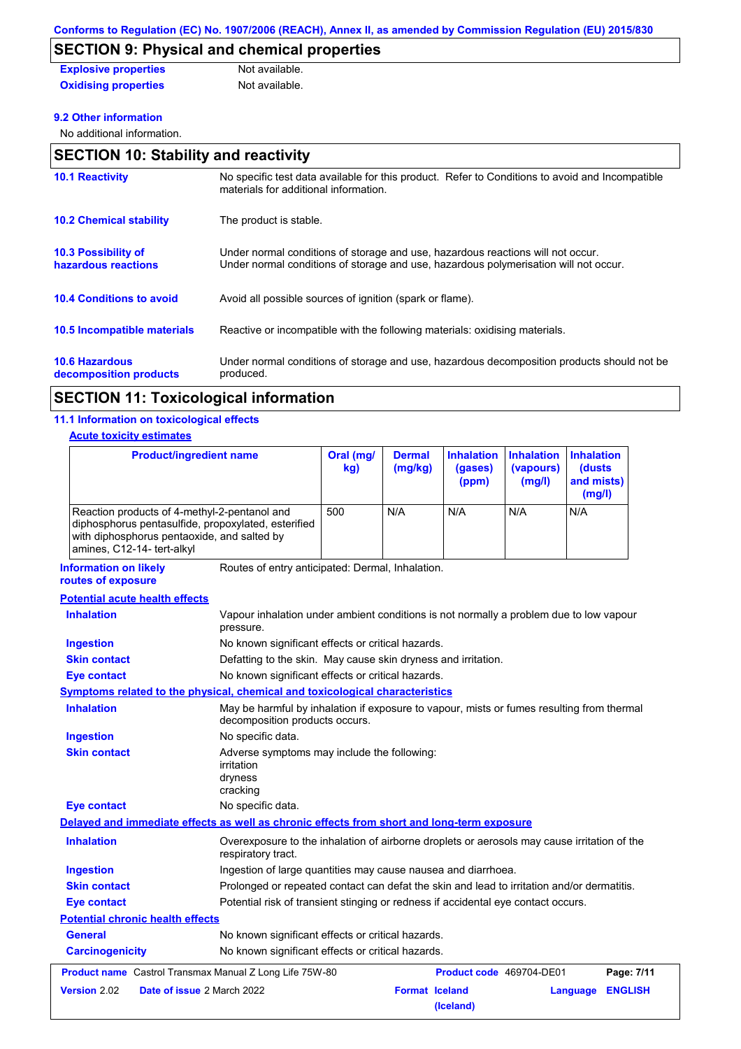## SECTION 9: Physical and chemical properties

| | |
|---|---|
| **Explosive properties** | Not available. |
| **Oxidising properties** | Not available. |

**9.2 Other information**

No additional information.

## SECTION 10: Stability and reactivity

| | |
|---|---|
| **10.1 Reactivity** | No specific test data available for this product. Refer to Conditions to avoid and Incompatible materials for additional information. |
| **10.2 Chemical stability** | The product is stable. |
| **10.3 Possibility of hazardous reactions** | Under normal conditions of storage and use, hazardous reactions will not occur.<br>Under normal conditions of storage and use, hazardous polymerisation will not occur. |
| **10.4 Conditions to avoid** | Avoid all possible sources of ignition (spark or flame). |
| **10.5 Incompatible materials** | Reactive or incompatible with the following materials: oxidising materials. |
| **10.6 Hazardous decomposition products** | Under normal conditions of storage and use, hazardous decomposition products should not be produced. |

## SECTION 11: Toxicological information

**11.1 Information on toxicological effects**

**Acute toxicity estimates**

| Product/ingredient name | Oral (mg/kg) | Dermal (mg/kg) | Inhalation (gases) (ppm) | Inhalation (vapours) (mg/l) | Inhalation (dusts and mists) (mg/l) |
|---|---|---|---|---|---|
| Reaction products of 4-methyl-2-pentanol and diphosphorus pentasulfide, propoxylated, esterified with diphosphorus pentaoxide, and salted by amines, C12-14- tert-alkyl | 500 | N/A | N/A | N/A | N/A |

| | |
|---|---|
| **Information on likely routes of exposure** | Routes of entry anticipated: Dermal, Inhalation. |

**Potential acute health effects**

| | |
|---|---|
| **Inhalation** | Vapour inhalation under ambient conditions is not normally a problem due to low vapour pressure. |
| **Ingestion** | No known significant effects or critical hazards. |
| **Skin contact** | Defatting to the skin. May cause skin dryness and irritation. |
| **Eye contact** | No known significant effects or critical hazards. |

**Symptoms related to the physical, chemical and toxicological characteristics**

| | |
|---|---|
| **Inhalation** | May be harmful by inhalation if exposure to vapour, mists or fumes resulting from thermal decomposition products occurs. |
| **Ingestion** | No specific data. |
| **Skin contact** | Adverse symptoms may include the following:<br>irritation<br>dryness<br>cracking |
| **Eye contact** | No specific data. |

**Delayed and immediate effects as well as chronic effects from short and long-term exposure**

| | |
|---|---|
| **Inhalation** | Overexposure to the inhalation of airborne droplets or aerosols may cause irritation of the respiratory tract. |
| **Ingestion** | Ingestion of large quantities may cause nausea and diarrhoea. |
| **Skin contact** | Prolonged or repeated contact can defat the skin and lead to irritation and/or dermatitis. |
| **Eye contact** | Potential risk of transient stinging or redness if accidental eye contact occurs. |

**Potential chronic health effects**

| | |
|---|---|
| **General** | No known significant effects or critical hazards. |
| **Carcinogenicity** | No known significant effects or critical hazards. |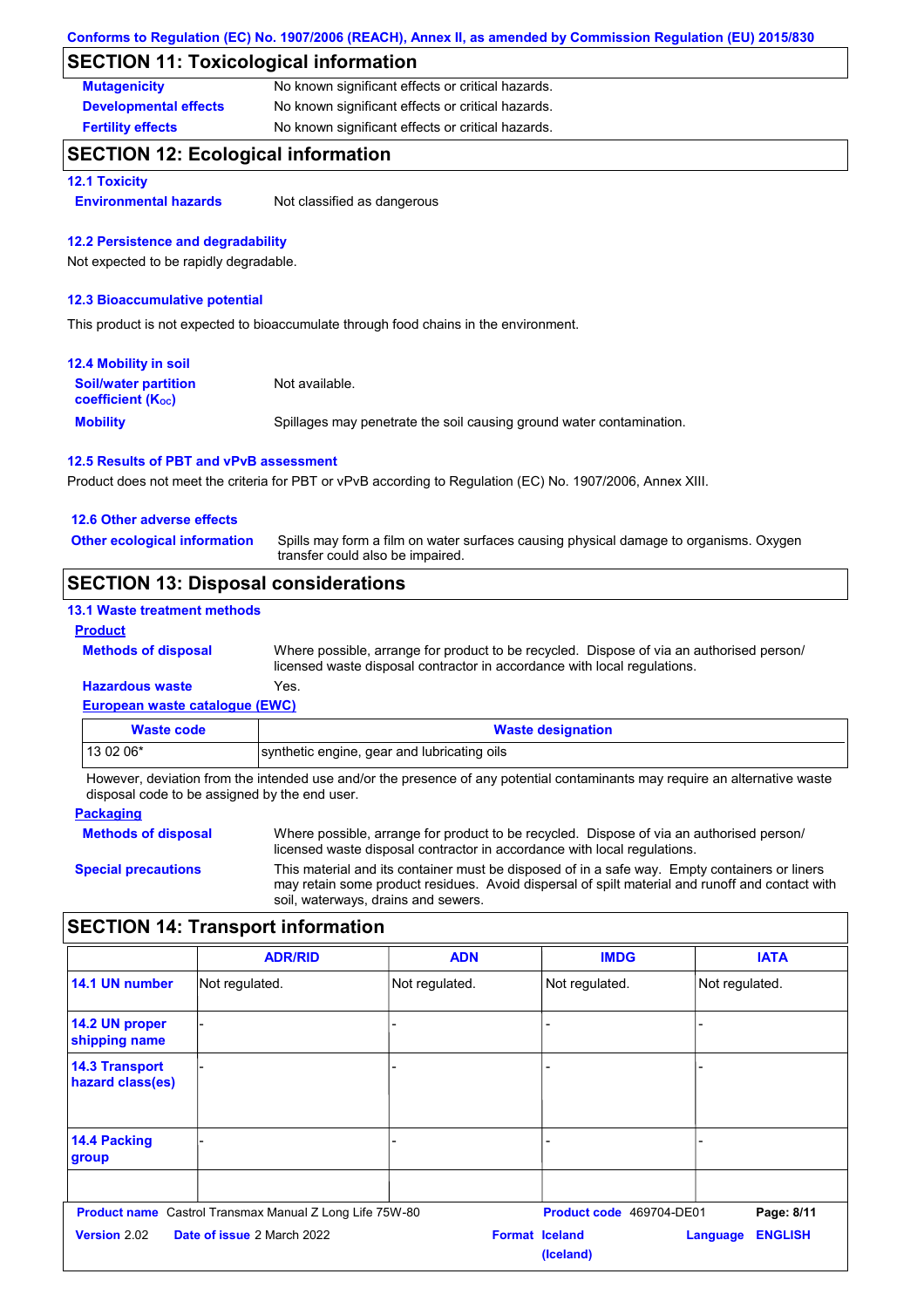## SECTION 11: Toxicological information

| | |
|---|---|
| **Mutagenicity** | No known significant effects or critical hazards. |
| **Developmental effects** | No known significant effects or critical hazards. |
| **Fertility effects** | No known significant effects or critical hazards. |

## SECTION 12: Ecological information

### 12.1 Toxicity

**Environmental hazards** Not classified as dangerous

### 12.2 Persistence and degradability

Not expected to be rapidly degradable.

### 12.3 Bioaccumulative potential

This product is not expected to bioaccumulate through food chains in the environment.

### 12.4 Mobility in soil

| | |
|---|---|
| **Soil/water partition coefficient ($K_{OC}$)** | Not available. |
| **Mobility** | Spillages may penetrate the soil causing ground water contamination. |

### 12.5 Results of PBT and vPvB assessment

Product does not meet the criteria for PBT or vPvB according to Regulation (EC) No. 1907/2006, Annex XIII.

### 12.6 Other adverse effects

**Other ecological information** Spills may form a film on water surfaces causing physical damage to organisms. Oxygen transfer could also be impaired.

## SECTION 13: Disposal considerations

### 13.1 Waste treatment methods

**Product**

**Methods of disposal** Where possible, arrange for product to be recycled. Dispose of via an authorised person/ licensed waste disposal contractor in accordance with local regulations.

**Hazardous waste** Yes.

**European waste catalogue (EWC)**

| Waste code | Waste designation |
|---|---|
| 13 02 06* | synthetic engine, gear and lubricating oils |

However, deviation from the intended use and/or the presence of any potential contaminants may require an alternative waste disposal code to be assigned by the end user.

**Packaging**

**Methods of disposal** Where possible, arrange for product to be recycled. Dispose of via an authorised person/ licensed waste disposal contractor in accordance with local regulations.

**Special precautions** This material and its container must be disposed of in a safe way. Empty containers or liners may retain some product residues. Avoid dispersal of spilt material and runoff and contact with soil, waterways, drains and sewers.

## SECTION 14: Transport information

| | ADR/RID | ADN | IMDG | IATA |
|---|---|---|---|---|
| **14.1 UN number** | Not regulated. | Not regulated. | Not regulated. | Not regulated. |
| **14.2 UN proper shipping name** | - | - | - | - |
| **14.3 Transport hazard class(es)** | - | - | - | - |
| **14.4 Packing group** | - | - | - | - |
| | | | | |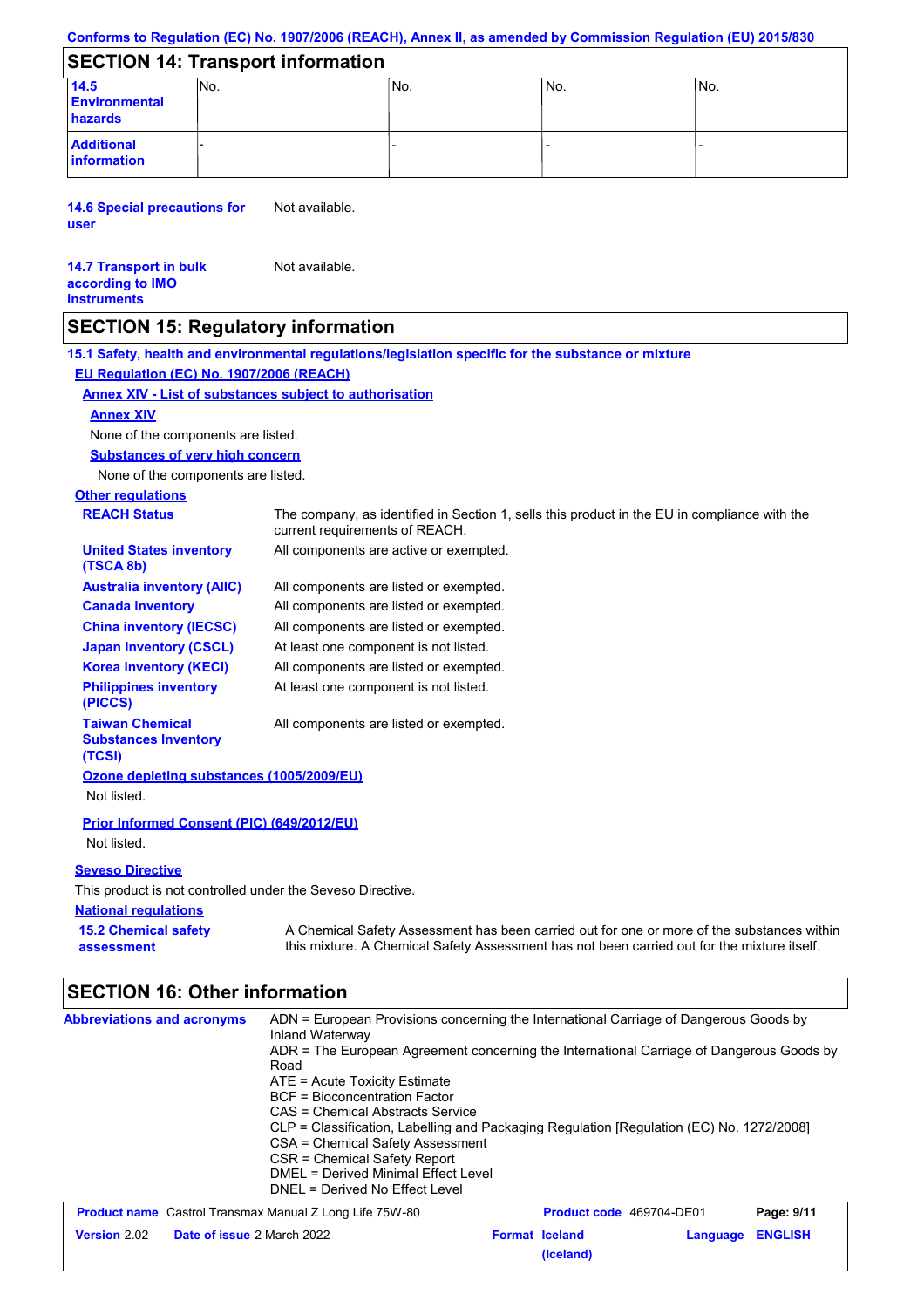## SECTION 14: Transport information

| | | | | |
|---|---|---|---|---|
| **14.5 Environmental hazards** | No. | No. | No. | No. |
| **Additional information** | - | - | - | - |

**14.6 Special precautions for user** Not available.

**14.7 Transport in bulk according to IMO instruments** Not available.

## SECTION 15: Regulatory information

**15.1 Safety, health and environmental regulations/legislation specific for the substance or mixture**

**EU Regulation (EC) No. 1907/2006 (REACH)**

**Annex XIV - List of substances subject to authorisation**

**Annex XIV**

None of the components are listed.

**Substances of very high concern**

None of the components are listed.

**Other regulations**

| | |
|---|---|
| **REACH Status** | The company, as identified in Section 1, sells this product in the EU in compliance with the current requirements of REACH. |
| **United States inventory (TSCA 8b)** | All components are active or exempted. |
| **Australia inventory (AIIC)** | All components are listed or exempted. |
| **Canada inventory** | All components are listed or exempted. |
| **China inventory (IECSC)** | All components are listed or exempted. |
| **Japan inventory (CSCL)** | At least one component is not listed. |
| **Korea inventory (KECI)** | All components are listed or exempted. |
| **Philippines inventory (PICCS)** | At least one component is not listed. |
| **Taiwan Chemical Substances Inventory (TCSI)** | All components are listed or exempted. |

**Ozone depleting substances (1005/2009/EU)**

Not listed.

**Prior Informed Consent (PIC) (649/2012/EU)**

Not listed.

**Seveso Directive**

This product is not controlled under the Seveso Directive.

**National regulations**

**15.2 Chemical safety assessment** A Chemical Safety Assessment has been carried out for one or more of the substances within this mixture. A Chemical Safety Assessment has not been carried out for the mixture itself.

## SECTION 16: Other information

**Abbreviations and acronyms**

ADN = European Provisions concerning the International Carriage of Dangerous Goods by Inland Waterway
ADR = The European Agreement concerning the International Carriage of Dangerous Goods by Road
ATE = Acute Toxicity Estimate
BCF = Bioconcentration Factor
CAS = Chemical Abstracts Service
CLP = Classification, Labelling and Packaging Regulation [Regulation (EC) No. 1272/2008]
CSA = Chemical Safety Assessment
CSR = Chemical Safety Report
DMEL = Derived Minimal Effect Level
DNEL = Derived No Effect Level

| | | | |
|---|---|---|---|
| **Product name** Castrol Transmax Manual Z Long Life 75W-80 | | **Product code** 469704-DE01 | **Page: 9/11** |
| **Version** 2.02 | **Date of issue** 2 March 2022 | **Format** Iceland (Iceland) | **Language** ENGLISH |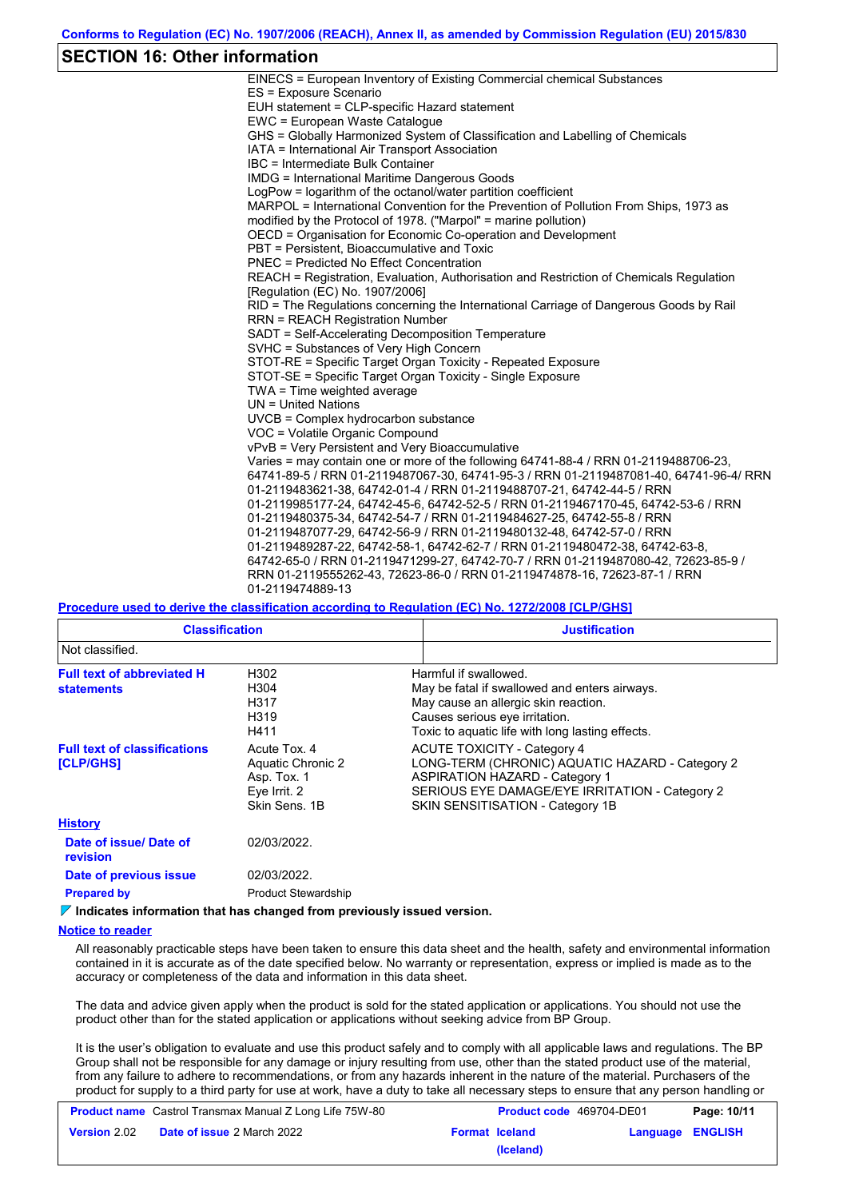## SECTION 16: Other information

EINECS = European Inventory of Existing Commercial chemical Substances
ES = Exposure Scenario
EUH statement = CLP-specific Hazard statement
EWC = European Waste Catalogue
GHS = Globally Harmonized System of Classification and Labelling of Chemicals
IATA = International Air Transport Association
IBC = Intermediate Bulk Container
IMDG = International Maritime Dangerous Goods
LogPow = logarithm of the octanol/water partition coefficient
MARPOL = International Convention for the Prevention of Pollution From Ships, 1973 as modified by the Protocol of 1978. ("Marpol" = marine pollution)
OECD = Organisation for Economic Co-operation and Development
PBT = Persistent, Bioaccumulative and Toxic
PNEC = Predicted No Effect Concentration
REACH = Registration, Evaluation, Authorisation and Restriction of Chemicals Regulation [Regulation (EC) No. 1907/2006]
RID = The Regulations concerning the International Carriage of Dangerous Goods by Rail
RRN = REACH Registration Number
SADT = Self-Accelerating Decomposition Temperature
SVHC = Substances of Very High Concern
STOT-RE = Specific Target Organ Toxicity - Repeated Exposure
STOT-SE = Specific Target Organ Toxicity - Single Exposure
TWA = Time weighted average
UN = United Nations
UVCB = Complex hydrocarbon substance
VOC = Volatile Organic Compound
vPvB = Very Persistent and Very Bioaccumulative
Varies = may contain one or more of the following 64741-88-4 / RRN 01-2119488706-23, 64741-89-5 / RRN 01-2119487067-30, 64741-95-3 / RRN 01-2119487081-40, 64741-96-4/ RRN 01-2119483621-38, 64742-01-4 / RRN 01-2119488707-21, 64742-44-5 / RRN 01-2119985177-24, 64742-45-6, 64742-52-5 / RRN 01-2119467170-45, 64742-53-6 / RRN 01-2119480375-34, 64742-54-7 / RRN 01-2119484627-25, 64742-55-8 / RRN 01-2119487077-29, 64742-56-9 / RRN 01-2119480132-48, 64742-57-0 / RRN 01-2119489287-22, 64742-58-1, 64742-62-7 / RRN 01-2119480472-38, 64742-63-8, 64742-65-0 / RRN 01-2119471299-27, 64742-70-7 / RRN 01-2119487080-42, 72623-85-9 / RRN 01-2119555262-43, 72623-86-0 / RRN 01-2119474878-16, 72623-87-1 / RRN 01-2119474889-13

**Procedure used to derive the classification according to Regulation (EC) No. 1272/2008 [CLP/GHS]**

| Classification | Justification |
| --- | --- |
| Not classified. | |

**Full text of abbreviated H statements**

| | |
| --- | --- |
| H302 | Harmful if swallowed. |
| H304 | May be fatal if swallowed and enters airways. |
| H317 | May cause an allergic skin reaction. |
| H319 | Causes serious eye irritation. |
| H411 | Toxic to aquatic life with long lasting effects. |

**Full text of classifications [CLP/GHS]**

| | |
| --- | --- |
| Acute Tox. 4 | ACUTE TOXICITY - Category 4 |
| Aquatic Chronic 2 | LONG-TERM (CHRONIC) AQUATIC HAZARD - Category 2 |
| Asp. Tox. 1 | ASPIRATION HAZARD - Category 1 |
| Eye Irrit. 2 | SERIOUS EYE DAMAGE/EYE IRRITATION - Category 2 |
| Skin Sens. 1B | SKIN SENSITISATION - Category 1B |

**History**

**Date of issue/ Date of revision**: 02/03/2022.

**Date of previous issue**: 02/03/2022.

**Prepared by**: Product Stewardship

**Indicates information that has changed from previously issued version.**

**Notice to reader**

All reasonably practicable steps have been taken to ensure this data sheet and the health, safety and environmental information contained in it is accurate as of the date specified below. No warranty or representation, express or implied is made as to the accuracy or completeness of the data and information in this data sheet.

The data and advice given apply when the product is sold for the stated application or applications. You should not use the product other than for the stated application or applications without seeking advice from BP Group.

It is the user's obligation to evaluate and use this product safely and to comply with all applicable laws and regulations. The BP Group shall not be responsible for any damage or injury resulting from use, other than the stated product use of the material, from any failure to adhere to recommendations, or from any hazards inherent in the nature of the material. Purchasers of the product for supply to a third party for use at work, have a duty to take all necessary steps to ensure that any person handling or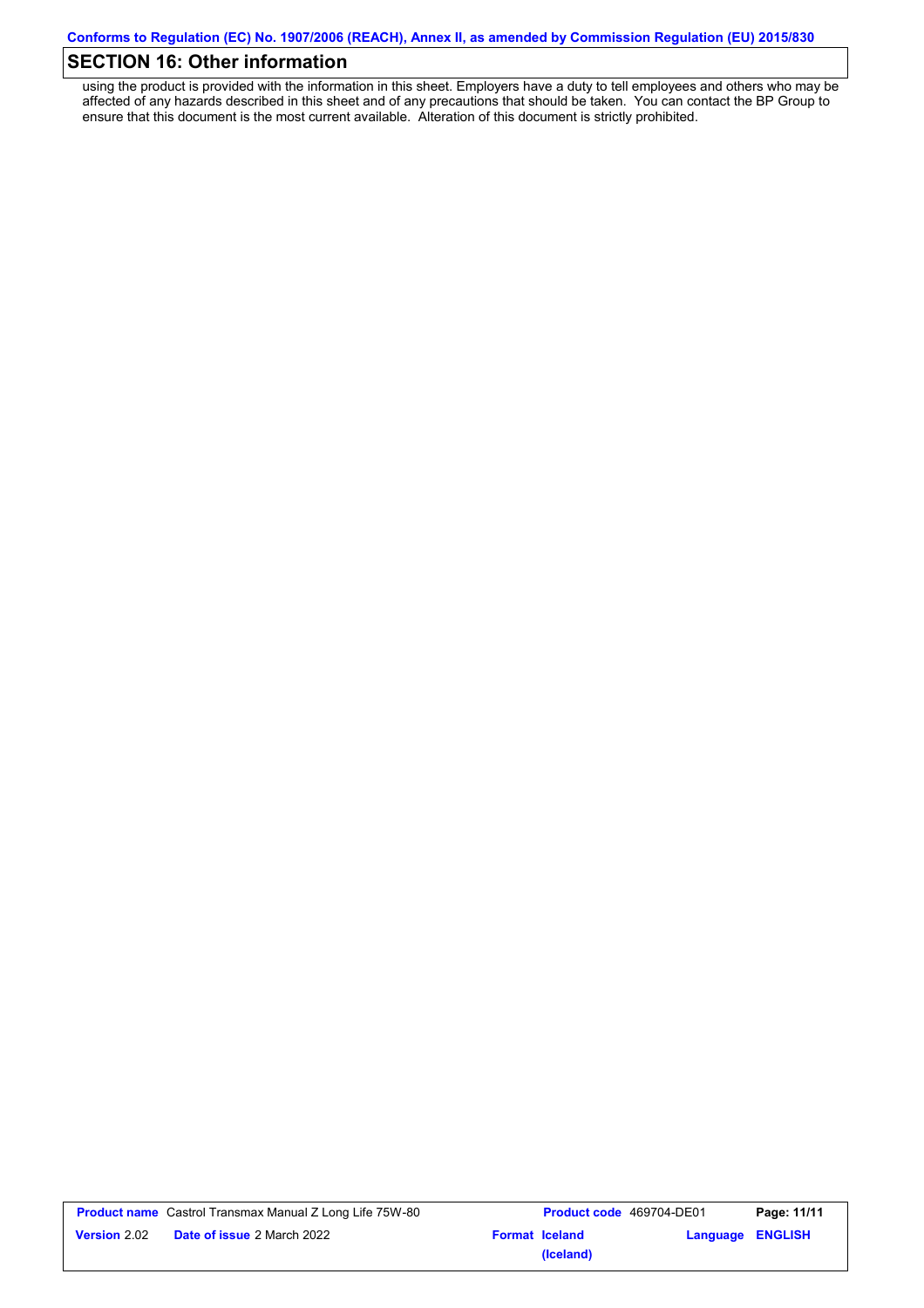## SECTION 16: Other information

using the product is provided with the information in this sheet. Employers have a duty to tell employees and others who may be affected of any hazards described in this sheet and of any precautions that should be taken. You can contact the BP Group to ensure that this document is the most current available. Alteration of this document is strictly prohibited.